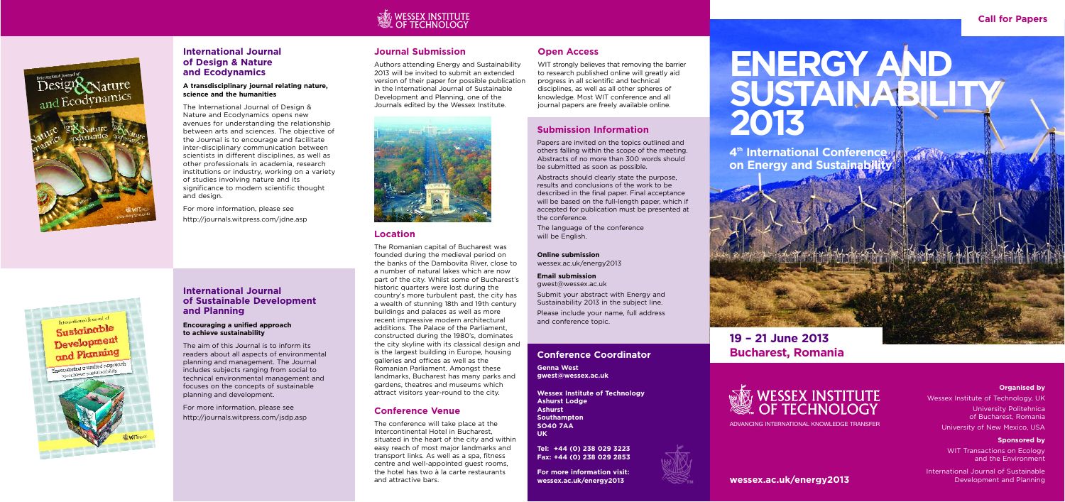Call for Papers

# ENERGY AND SUSTAINABILITY 2013

**4th International Conference on Energy and Sustainability**

## 19 – 21 June 2013
## Bucharest, Romania

WESSEX INSTITUTE OF TECHNOLOGY

ADVANCING INTERNATIONAL KNOWLEDGE TRANSFER

**Organised by**

Wessex Institute of Technology, UK

University Politehnica of Bucharest, Romania

University of New Mexico, USA

**Sponsored by**

WIT Transactions on Ecology and the Environment

International Journal of Sustainable Development and Planning

**wessex.ac.uk/energy2013**

## International Journal of Design & Nature and Ecodynamics

**A transdisciplinary journal relating nature, science and the humanities**

The International Journal of Design & Nature and Ecodynamics opens new avenues for understanding the relationship between arts and sciences. The objective of the Journal is to encourage and facilitate inter-disciplinary communication between scientists in different disciplines, as well as other professionals in academia, research institutions or industry, working on a variety of studies involving nature and its significance to modern scientific thought and design.

For more information, please see
http://journals.witpress.com/jdne.asp

## International Journal of Sustainable Development and Planning

**Encouraging a unified approach to achieve sustainability**

The aim of this Journal is to inform its readers about all aspects of environmental planning and management. The Journal includes subjects ranging from social to technical environmental management and focuses on the concepts of sustainable planning and development.

For more information, please see
http://journals.witpress.com/jsdp.asp

## Journal Submission

Authors attending Energy and Sustainability 2013 will be invited to submit an extended version of their paper for possible publication in the International Journal of Sustainable Development and Planning, one of the Journals edited by the Wessex Institute.

## Location

The Romanian capital of Bucharest was founded during the medieval period on the banks of the Dambovita River, close to a number of natural lakes which are now part of the city. Whilst some of Bucharest's historic quarters were lost during the country's more turbulent past, the city has a wealth of stunning 18th and 19th century buildings and palaces as well as more recent impressive modern architectural additions. The Palace of the Parliament, constructed during the 1980's, dominates the city skyline with its classical design and is the largest building in Europe, housing galleries and offices as well as the Romanian Parliament. Amongst these landmarks, Bucharest has many parks and gardens, theatres and museums which attract visitors year-round to the city.

## Conference Venue

The conference will take place at the Intercontinental Hotel in Bucharest, situated in the heart of the city and within easy reach of most major landmarks and transport links. As well as a spa, fitness centre and well-appointed guest rooms, the hotel has two à la carte restaurants and attractive bars.

## Open Access

WIT strongly believes that removing the barrier to research published online will greatly aid progress in all scientific and technical disciplines, as well as all other spheres of knowledge. Most WIT conference and all journal papers are freely available online.

## Submission Information

Papers are invited on the topics outlined and others falling within the scope of the meeting. Abstracts of no more than 300 words should be submitted as soon as possible.

Abstracts should clearly state the purpose, results and conclusions of the work to be described in the final paper. Final acceptance will be based on the full-length paper, which if accepted for publication must be presented at the conference.

The language of the conference will be English.

**Online submission**
wessex.ac.uk/energy2013

**Email submission**
gwest@wessex.ac.uk

Submit your abstract with Energy and Sustainability 2013 in the subject line.

Please include your name, full address and conference topic.

## Conference Coordinator

**Genna West**
**gwest@wessex.ac.uk**

**Wessex Institute of Technology**
**Ashurst Lodge**
**Ashurst**
**Southampton**
**SO40 7AA**
**UK**

**Tel: +44 (0) 238 029 3223**
**Fax: +44 (0) 238 029 2853**

**For more information visit:**
**wessex.ac.uk/energy2013**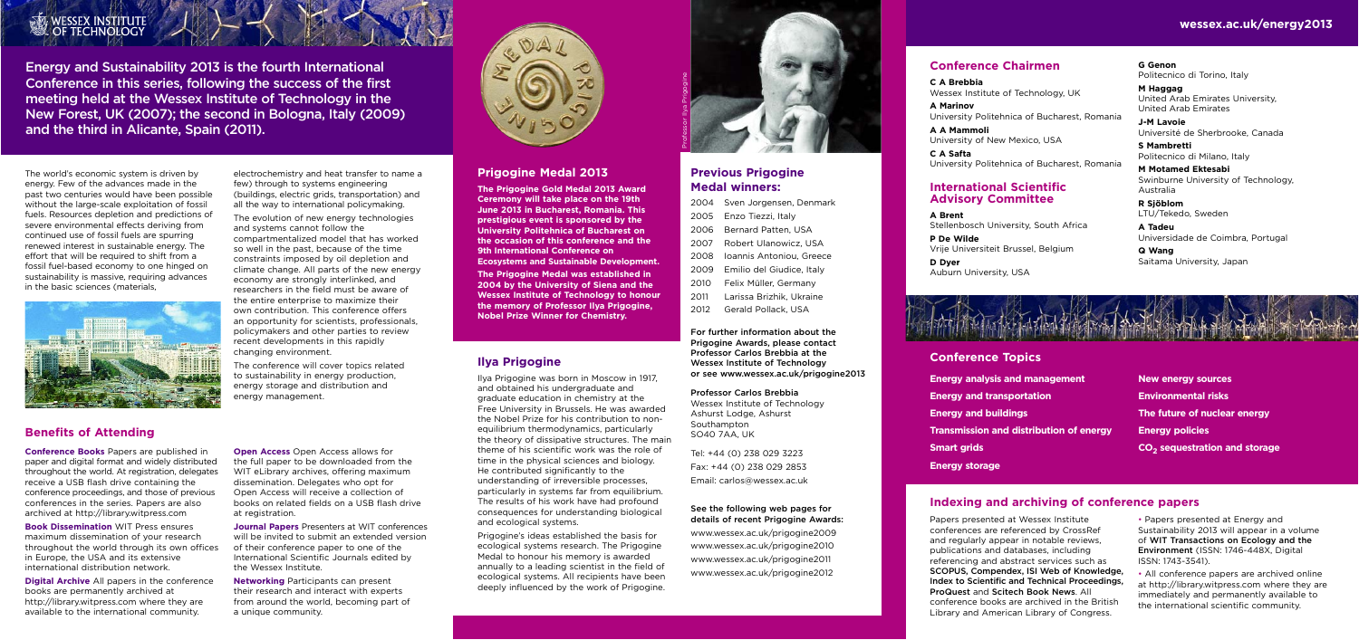Energy and Sustainability 2013 is the fourth International Conference in this series, following the success of the first meeting held at the Wessex Institute of Technology in the New Forest, UK (2007); the second in Bologna, Italy (2009) and the third in Alicante, Spain (2011).

The world's economic system is driven by energy. Few of the advances made in the past two centuries would have been possible without the large-scale exploitation of fossil fuels. Resources depletion and predictions of severe environmental effects deriving from continued use of fossil fuels are spurring renewed interest in sustainable energy. The effort that will be required to shift from a fossil fuel-based economy to one hinged on sustainability is massive, requiring advances in the basic sciences (materials, electrochemistry and heat transfer to name a few) through to systems engineering (buildings, electric grids, transportation) and all the way to international policymaking.

The evolution of new energy technologies and systems cannot follow the compartmentalized model that has worked so well in the past, because of the time constraints imposed by oil depletion and climate change. All parts of the new energy economy are strongly interlinked, and researchers in the field must be aware of the entire enterprise to maximize their own contribution. This conference offers an opportunity for scientists, professionals, policymakers and other parties to review recent developments in this rapidly changing environment.

The conference will cover topics related to sustainability in energy production, energy storage and distribution and energy management.

## Benefits of Attending

**Conference Books** Papers are published in paper and digital format and widely distributed throughout the world. At registration, delegates receive a USB flash drive containing the conference proceedings, and those of previous conferences in the series. Papers are also archived at http://library.witpress.com

**Book Dissemination** WIT Press ensures maximum dissemination of your research throughout the world through its own offices in Europe, the USA and its extensive international distribution network.

**Digital Archive** All papers in the conference books are permanently archived at http://library.witpress.com where they are available to the international community.

**Open Access** Open Access allows for the full paper to be downloaded from the WIT eLibrary archives, offering maximum dissemination. Delegates who opt for Open Access will receive a collection of books on related fields on a USB flash drive at registration.

**Journal Papers** Presenters at WIT conferences will be invited to submit an extended version of their conference paper to one of the International Scientific Journals edited by the Wessex Institute.

**Networking** Participants can present their research and interact with experts from around the world, becoming part of a unique community.

## Prigogine Medal 2013

**The Prigogine Gold Medal 2013 Award Ceremony will take place on the 19th June 2013 in Bucharest, Romania. This prestigious event is sponsored by the University Politehnica of Bucharest on the occasion of this conference and the 9th International Conference on Ecosystems and Sustainable Development.**

**The Prigogine Medal was established in 2004 by the University of Siena and the Wessex Institute of Technology to honour the memory of Professor Ilya Prigogine, Nobel Prize Winner for Chemistry.**

## Ilya Prigogine

Ilya Prigogine was born in Moscow in 1917, and obtained his undergraduate and graduate education in chemistry at the Free University in Brussels. He was awarded the Nobel Prize for his contribution to non-equilibrium thermodynamics, particularly the theory of dissipative structures. The main theme of his scientific work was the role of time in the physical sciences and biology. He contributed significantly to the understanding of irreversible processes, particularly in systems far from equilibrium. The results of his work have had profound consequences for understanding biological and ecological systems.

Prigogine's ideas established the basis for ecological systems research. The Prigogine Medal to honour his memory is awarded annually to a leading scientist in the field of ecological systems. All recipients have been deeply influenced by the work of Prigogine.

Professor Ilya Prigogine

## Previous Prigogine Medal winners:

| | |
|---|---|
| 2004 | Sven Jorgensen, Denmark |
| 2005 | Enzo Tiezzi, Italy |
| 2006 | Bernard Patten, USA |
| 2007 | Robert Ulanowicz, USA |
| 2008 | Ioannis Antoniou, Greece |
| 2009 | Emilio del Giudice, Italy |
| 2010 | Felix Müller, Germany |
| 2011 | Larissa Brizhik, Ukraine |
| 2012 | Gerald Pollack, USA |

**For further information about the Prigogine Awards, please contact Professor Carlos Brebbia at the Wessex Institute of Technology or see www.wessex.ac.uk/prigogine2013**

Professor Carlos Brebbia
Wessex Institute of Technology
Ashurst Lodge, Ashurst
Southampton
SO40 7AA, UK

Tel: +44 (0) 238 029 3223
Fax: +44 (0) 238 029 2853
Email: carlos@wessex.ac.uk

See the following web pages for details of recent Prigogine Awards:
www.wessex.ac.uk/prigogine2009
www.wessex.ac.uk/prigogine2010
www.wessex.ac.uk/prigogine2011
www.wessex.ac.uk/prigogine2012

wessex.ac.uk/energy2013

## Conference Chairmen

**C A Brebbia**
Wessex Institute of Technology, UK

**A Marinov**
University Politehnica of Bucharest, Romania

**A A Mammoli**
University of New Mexico, USA

**C A Safta**
University Politehnica of Bucharest, Romania

## International Scientific Advisory Committee

**A Brent**
Stellenbosch University, South Africa

**P De Wilde**
Vrije Universiteit Brussel, Belgium

**D Dyer**
Auburn University, USA

**G Genon**
Politecnico di Torino, Italy

**M Haggag**
United Arab Emirates University, United Arab Emirates

**J-M Lavoie**
Université de Sherbrooke, Canada

**S Mambretti**
Politecnico di Milano, Italy

**M Motamed Ektesabi**
Swinburne University of Technology, Australia

**R Sjöblom**
LTU/Tekedo, Sweden

**A Tadeu**
Universidade de Coimbra, Portugal

**Q Wang**
Saitama University, Japan

## Conference Topics

- **Energy analysis and management**
- **Energy and transportation**
- **Energy and buildings**
- **Transmission and distribution of energy**
- **Smart grids**
- **Energy storage**
- **New energy sources**
- **Environmental risks**
- **The future of nuclear energy**
- **Energy policies**
- **$CO_2$ sequestration and storage**

## Indexing and archiving of conference papers

Papers presented at Wessex Institute conferences are referenced by CrossRef and regularly appear in notable reviews, publications and databases, including referencing and abstract services such as **SCOPUS, Compendex, ISI Web of Knowledge, Index to Scientific and Technical Proceedings, ProQuest** and **Scitech Book News**. All conference books are archived in the British Library and American Library of Congress.

- Papers presented at Energy and Sustainability 2013 will appear in a volume of **WIT Transactions on Ecology and the Environment** (ISSN: 1746-448X, Digital ISSN: 1743-3541).
- All conference papers are archived online at http://library.witpress.com where they are immediately and permanently available to the international scientific community.